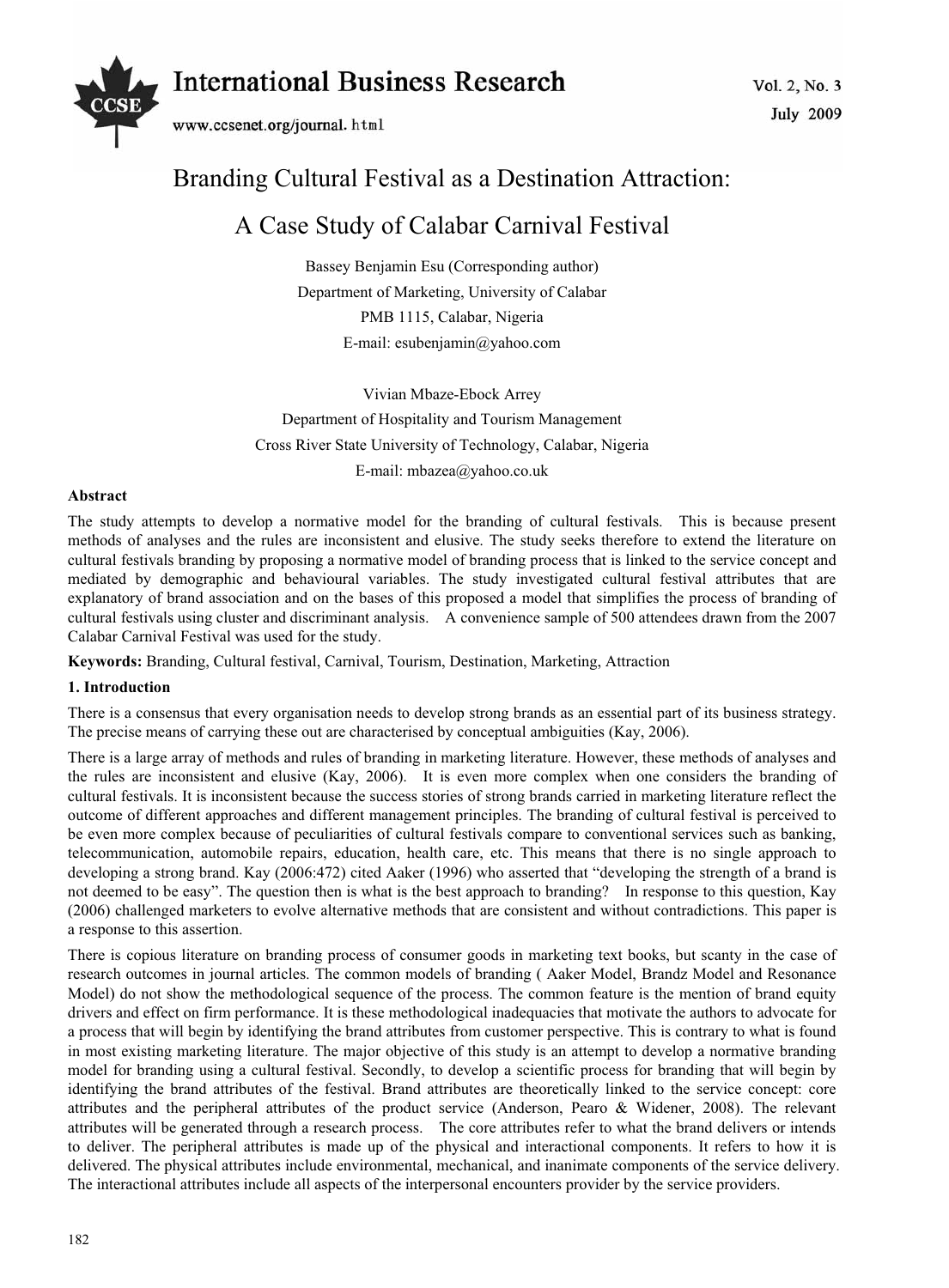# Branding Cultural Festival as a Destination Attraction:

# A Case Study of Calabar Carnival Festival

Bassey Benjamin Esu (Corresponding author)

Department of Marketing, University of Calabar

PMB 1115, Calabar, Nigeria

E-mail: esubenjamin@yahoo.com

Vivian Mbaze-Ebock Arrey

Department of Hospitality and Tourism Management

Cross River State University of Technology, Calabar, Nigeria

E-mail: mbazea@yahoo.co.uk

**Abstract**

The study attempts to develop a normative model for the branding of cultural festivals. This is because present methods of analyses and the rules are inconsistent and elusive. The study seeks therefore to extend the literature on cultural festivals branding by proposing a normative model of branding process that is linked to the service concept and mediated by demographic and behavioural variables. The study investigated cultural festival attributes that are explanatory of brand association and on the bases of this proposed a model that simplifies the process of branding of cultural festivals using cluster and discriminant analysis. A convenience sample of 500 attendees drawn from the 2007 Calabar Carnival Festival was used for the study.

**Keywords:** Branding, Cultural festival, Carnival, Tourism, Destination, Marketing, Attraction

**1. Introduction**

There is a consensus that every organisation needs to develop strong brands as an essential part of its business strategy. The precise means of carrying these out are characterised by conceptual ambiguities (Kay, 2006).

There is a large array of methods and rules of branding in marketing literature. However, these methods of analyses and the rules are inconsistent and elusive (Kay, 2006). It is even more complex when one considers the branding of cultural festivals. It is inconsistent because the success stories of strong brands carried in marketing literature reflect the outcome of different approaches and different management principles. The branding of cultural festival is perceived to be even more complex because of peculiarities of cultural festivals compare to conventional services such as banking, telecommunication, automobile repairs, education, health care, etc. This means that there is no single approach to developing a strong brand. Kay (2006:472) cited Aaker (1996) who asserted that "developing the strength of a brand is not deemed to be easy". The question then is what is the best approach to branding? In response to this question, Kay (2006) challenged marketers to evolve alternative methods that are consistent and without contradictions. This paper is a response to this assertion.

There is copious literature on branding process of consumer goods in marketing text books, but scanty in the case of research outcomes in journal articles. The common models of branding ( Aaker Model, Brandz Model and Resonance Model) do not show the methodological sequence of the process. The common feature is the mention of brand equity drivers and effect on firm performance. It is these methodological inadequacies that motivate the authors to advocate for a process that will begin by identifying the brand attributes from customer perspective. This is contrary to what is found in most existing marketing literature. The major objective of this study is an attempt to develop a normative branding model for branding using a cultural festival. Secondly, to develop a scientific process for branding that will begin by identifying the brand attributes of the festival. Brand attributes are theoretically linked to the service concept: core attributes and the peripheral attributes of the product service (Anderson, Pearo & Widener, 2008). The relevant attributes will be generated through a research process. The core attributes refer to what the brand delivers or intends to deliver. The peripheral attributes is made up of the physical and interactional components. It refers to how it is delivered. The physical attributes include environmental, mechanical, and inanimate components of the service delivery. The interactional attributes include all aspects of the interpersonal encounters provider by the service providers.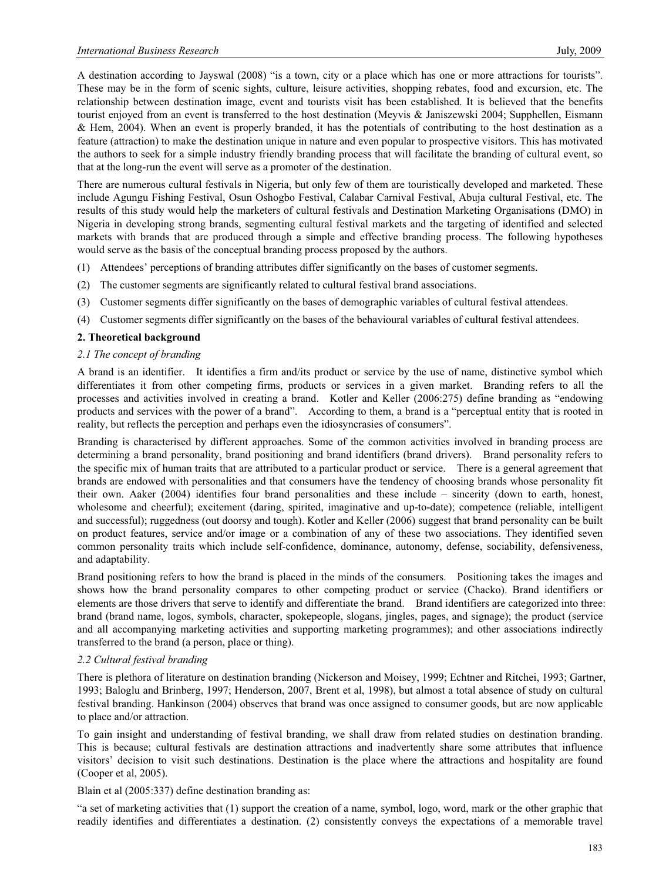A destination according to Jayswal (2008) "is a town, city or a place which has one or more attractions for tourists". These may be in the form of scenic sights, culture, leisure activities, shopping rebates, food and excursion, etc. The relationship between destination image, event and tourists visit has been established. It is believed that the benefits tourist enjoyed from an event is transferred to the host destination (Meyvis & Janiszewski 2004; Supphellen, Eismann & Hem, 2004). When an event is properly branded, it has the potentials of contributing to the host destination as a feature (attraction) to make the destination unique in nature and even popular to prospective visitors. This has motivated the authors to seek for a simple industry friendly branding process that will facilitate the branding of cultural event, so that at the long-run the event will serve as a promoter of the destination.

There are numerous cultural festivals in Nigeria, but only few of them are touristically developed and marketed. These include Agungu Fishing Festival, Osun Oshogbo Festival, Calabar Carnival Festival, Abuja cultural Festival, etc. The results of this study would help the marketers of cultural festivals and Destination Marketing Organisations (DMO) in Nigeria in developing strong brands, segmenting cultural festival markets and the targeting of identified and selected markets with brands that are produced through a simple and effective branding process. The following hypotheses would serve as the basis of the conceptual branding process proposed by the authors.

(1) Attendees' perceptions of branding attributes differ significantly on the bases of customer segments.

(2) The customer segments are significantly related to cultural festival brand associations.

(3) Customer segments differ significantly on the bases of demographic variables of cultural festival attendees.

(4) Customer segments differ significantly on the bases of the behavioural variables of cultural festival attendees.

## 2. Theoretical background

### *2.1 The concept of branding*

A brand is an identifier. It identifies a firm and/its product or service by the use of name, distinctive symbol which differentiates it from other competing firms, products or services in a given market. Branding refers to all the processes and activities involved in creating a brand. Kotler and Keller (2006:275) define branding as "endowing products and services with the power of a brand". According to them, a brand is a "perceptual entity that is rooted in reality, but reflects the perception and perhaps even the idiosyncrasies of consumers".

Branding is characterised by different approaches. Some of the common activities involved in branding process are determining a brand personality, brand positioning and brand identifiers (brand drivers). Brand personality refers to the specific mix of human traits that are attributed to a particular product or service. There is a general agreement that brands are endowed with personalities and that consumers have the tendency of choosing brands whose personality fit their own. Aaker (2004) identifies four brand personalities and these include – sincerity (down to earth, honest, wholesome and cheerful); excitement (daring, spirited, imaginative and up-to-date); competence (reliable, intelligent and successful); ruggedness (out doorsy and tough). Kotler and Keller (2006) suggest that brand personality can be built on product features, service and/or image or a combination of any of these two associations. They identified seven common personality traits which include self-confidence, dominance, autonomy, defense, sociability, defensiveness, and adaptability.

Brand positioning refers to how the brand is placed in the minds of the consumers. Positioning takes the images and shows how the brand personality compares to other competing product or service (Chacko). Brand identifiers or elements are those drivers that serve to identify and differentiate the brand. Brand identifiers are categorized into three: brand (brand name, logos, symbols, character, spokepeople, slogans, jingles, pages, and signage); the product (service and all accompanying marketing activities and supporting marketing programmes); and other associations indirectly transferred to the brand (a person, place or thing).

### *2.2 Cultural festival branding*

There is plethora of literature on destination branding (Nickerson and Moisey, 1999; Echtner and Ritchei, 1993; Gartner, 1993; Baloglu and Brinberg, 1997; Henderson, 2007, Brent et al, 1998), but almost a total absence of study on cultural festival branding. Hankinson (2004) observes that brand was once assigned to consumer goods, but are now applicable to place and/or attraction.

To gain insight and understanding of festival branding, we shall draw from related studies on destination branding. This is because; cultural festivals are destination attractions and inadvertently share some attributes that influence visitors' decision to visit such destinations. Destination is the place where the attractions and hospitality are found (Cooper et al, 2005).

Blain et al (2005:337) define destination branding as:

"a set of marketing activities that (1) support the creation of a name, symbol, logo, word, mark or the other graphic that readily identifies and differentiates a destination. (2) consistently conveys the expectations of a memorable travel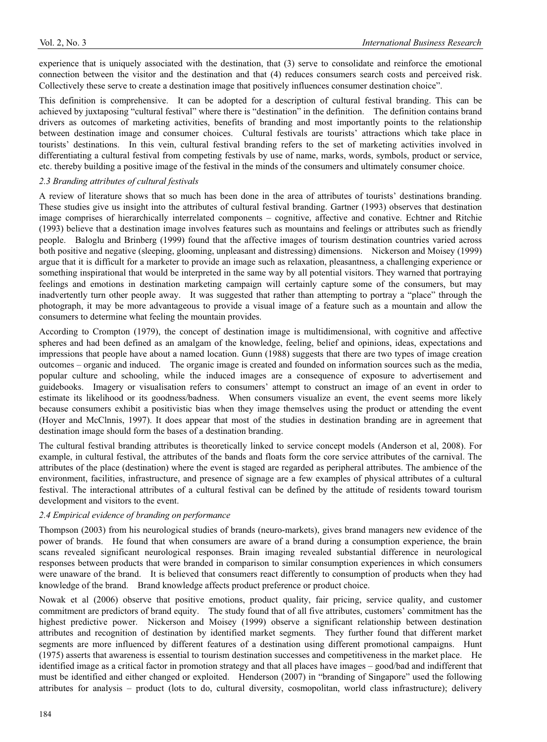experience that is uniquely associated with the destination, that (3) serve to consolidate and reinforce the emotional connection between the visitor and the destination and that (4) reduces consumers search costs and perceived risk. Collectively these serve to create a destination image that positively influences consumer destination choice".

This definition is comprehensive. It can be adopted for a description of cultural festival branding. This can be achieved by juxtaposing "cultural festival" where there is "destination" in the definition. The definition contains brand drivers as outcomes of marketing activities, benefits of branding and most importantly points to the relationship between destination image and consumer choices. Cultural festivals are tourists' attractions which take place in tourists' destinations. In this vein, cultural festival branding refers to the set of marketing activities involved in differentiating a cultural festival from competing festivals by use of name, marks, words, symbols, product or service, etc. thereby building a positive image of the festival in the minds of the consumers and ultimately consumer choice.

### *2.3 Branding attributes of cultural festivals*

A review of literature shows that so much has been done in the area of attributes of tourists' destinations branding. These studies give us insight into the attributes of cultural festival branding. Gartner (1993) observes that destination image comprises of hierarchically interrelated components – cognitive, affective and conative. Echtner and Ritchie (1993) believe that a destination image involves features such as mountains and feelings or attributes such as friendly people. Baloglu and Brinberg (1999) found that the affective images of tourism destination countries varied across both positive and negative (sleeping, glooming, unpleasant and distressing) dimensions. Nickerson and Moisey (1999) argue that it is difficult for a marketer to provide an image such as relaxation, pleasantness, a challenging experience or something inspirational that would be interpreted in the same way by all potential visitors. They warned that portraying feelings and emotions in destination marketing campaign will certainly capture some of the consumers, but may inadvertently turn other people away. It was suggested that rather than attempting to portray a "place" through the photograph, it may be more advantageous to provide a visual image of a feature such as a mountain and allow the consumers to determine what feeling the mountain provides.

According to Crompton (1979), the concept of destination image is multidimensional, with cognitive and affective spheres and had been defined as an amalgam of the knowledge, feeling, belief and opinions, ideas, expectations and impressions that people have about a named location. Gunn (1988) suggests that there are two types of image creation outcomes – organic and induced. The organic image is created and founded on information sources such as the media, popular culture and schooling, while the induced images are a consequence of exposure to advertisement and guidebooks. Imagery or visualisation refers to consumers' attempt to construct an image of an event in order to estimate its likelihood or its goodness/badness. When consumers visualize an event, the event seems more likely because consumers exhibit a positivistic bias when they image themselves using the product or attending the event (Hoyer and McClnnis, 1997). It does appear that most of the studies in destination branding are in agreement that destination image should form the bases of a destination branding.

The cultural festival branding attributes is theoretically linked to service concept models (Anderson et al, 2008). For example, in cultural festival, the attributes of the bands and floats form the core service attributes of the carnival. The attributes of the place (destination) where the event is staged are regarded as peripheral attributes. The ambience of the environment, facilities, infrastructure, and presence of signage are a few examples of physical attributes of a cultural festival. The interactional attributes of a cultural festival can be defined by the attitude of residents toward tourism development and visitors to the event.

### *2.4 Empirical evidence of branding on performance*

Thompson (2003) from his neurological studies of brands (neuro-markets), gives brand managers new evidence of the power of brands. He found that when consumers are aware of a brand during a consumption experience, the brain scans revealed significant neurological responses. Brain imaging revealed substantial difference in neurological responses between products that were branded in comparison to similar consumption experiences in which consumers were unaware of the brand. It is believed that consumers react differently to consumption of products when they had knowledge of the brand. Brand knowledge affects product preference or product choice.

Nowak et al (2006) observe that positive emotions, product quality, fair pricing, service quality, and customer commitment are predictors of brand equity. The study found that of all five attributes, customers' commitment has the highest predictive power. Nickerson and Moisey (1999) observe a significant relationship between destination attributes and recognition of destination by identified market segments. They further found that different market segments are more influenced by different features of a destination using different promotional campaigns. Hunt (1975) asserts that awareness is essential to tourism destination successes and competitiveness in the market place. He identified image as a critical factor in promotion strategy and that all places have images – good/bad and indifferent that must be identified and either changed or exploited. Henderson (2007) in "branding of Singapore" used the following attributes for analysis – product (lots to do, cultural diversity, cosmopolitan, world class infrastructure); delivery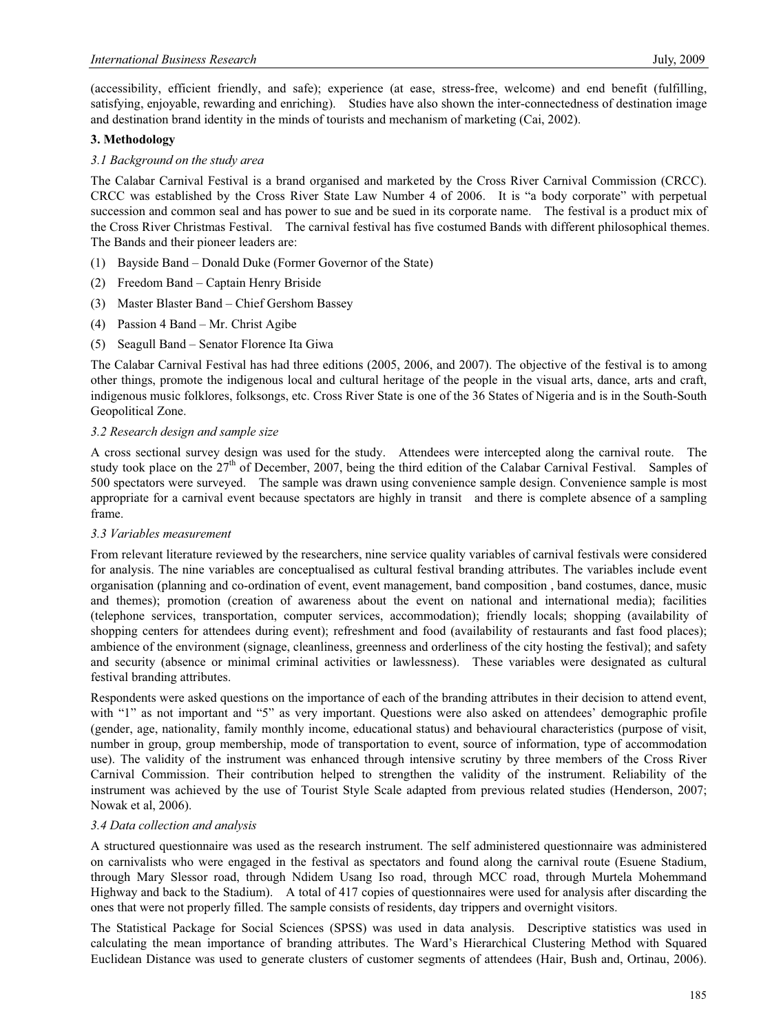(accessibility, efficient friendly, and safe); experience (at ease, stress-free, welcome) and end benefit (fulfilling, satisfying, enjoyable, rewarding and enriching). Studies have also shown the inter-connectedness of destination image and destination brand identity in the minds of tourists and mechanism of marketing (Cai, 2002).

## 3. Methodology

### *3.1 Background on the study area*

The Calabar Carnival Festival is a brand organised and marketed by the Cross River Carnival Commission (CRCC). CRCC was established by the Cross River State Law Number 4 of 2006. It is "a body corporate" with perpetual succession and common seal and has power to sue and be sued in its corporate name. The festival is a product mix of the Cross River Christmas Festival. The carnival festival has five costumed Bands with different philosophical themes. The Bands and their pioneer leaders are:

(1) Bayside Band – Donald Duke (Former Governor of the State)

(2) Freedom Band – Captain Henry Briside

(3) Master Blaster Band – Chief Gershom Bassey

(4) Passion 4 Band – Mr. Christ Agibe

(5) Seagull Band – Senator Florence Ita Giwa

The Calabar Carnival Festival has had three editions (2005, 2006, and 2007). The objective of the festival is to among other things, promote the indigenous local and cultural heritage of the people in the visual arts, dance, arts and craft, indigenous music folklores, folksongs, etc. Cross River State is one of the 36 States of Nigeria and is in the South-South Geopolitical Zone.

### *3.2 Research design and sample size*

A cross sectional survey design was used for the study. Attendees were intercepted along the carnival route. The study took place on the 27th of December, 2007, being the third edition of the Calabar Carnival Festival. Samples of 500 spectators were surveyed. The sample was drawn using convenience sample design. Convenience sample is most appropriate for a carnival event because spectators are highly in transit and there is complete absence of a sampling frame.

### *3.3 Variables measurement*

From relevant literature reviewed by the researchers, nine service quality variables of carnival festivals were considered for analysis. The nine variables are conceptualised as cultural festival branding attributes. The variables include event organisation (planning and co-ordination of event, event management, band composition , band costumes, dance, music and themes); promotion (creation of awareness about the event on national and international media); facilities (telephone services, transportation, computer services, accommodation); friendly locals; shopping (availability of shopping centers for attendees during event); refreshment and food (availability of restaurants and fast food places); ambience of the environment (signage, cleanliness, greenness and orderliness of the city hosting the festival); and safety and security (absence or minimal criminal activities or lawlessness). These variables were designated as cultural festival branding attributes.

Respondents were asked questions on the importance of each of the branding attributes in their decision to attend event, with "1" as not important and "5" as very important. Questions were also asked on attendees' demographic profile (gender, age, nationality, family monthly income, educational status) and behavioural characteristics (purpose of visit, number in group, group membership, mode of transportation to event, source of information, type of accommodation use). The validity of the instrument was enhanced through intensive scrutiny by three members of the Cross River Carnival Commission. Their contribution helped to strengthen the validity of the instrument. Reliability of the instrument was achieved by the use of Tourist Style Scale adapted from previous related studies (Henderson, 2007; Nowak et al, 2006).

### *3.4 Data collection and analysis*

A structured questionnaire was used as the research instrument. The self administered questionnaire was administered on carnivalists who were engaged in the festival as spectators and found along the carnival route (Esuene Stadium, through Mary Slessor road, through Ndidem Usang Iso road, through MCC road, through Murtela Mohemmand Highway and back to the Stadium). A total of 417 copies of questionnaires were used for analysis after discarding the ones that were not properly filled. The sample consists of residents, day trippers and overnight visitors.

The Statistical Package for Social Sciences (SPSS) was used in data analysis. Descriptive statistics was used in calculating the mean importance of branding attributes. The Ward's Hierarchical Clustering Method with Squared Euclidean Distance was used to generate clusters of customer segments of attendees (Hair, Bush and, Ortinau, 2006).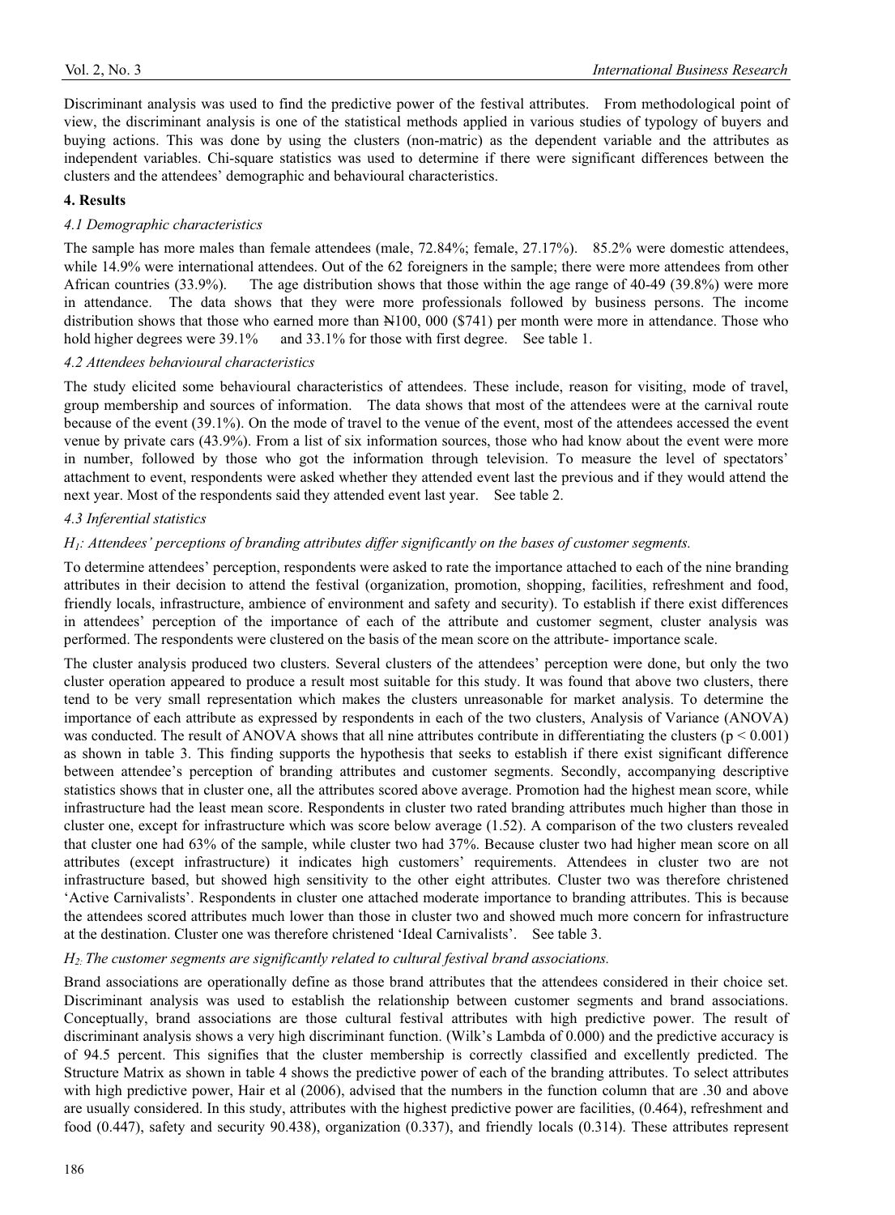Discriminant analysis was used to find the predictive power of the festival attributes. From methodological point of view, the discriminant analysis is one of the statistical methods applied in various studies of typology of buyers and buying actions. This was done by using the clusters (non-matric) as the dependent variable and the attributes as independent variables. Chi-square statistics was used to determine if there were significant differences between the clusters and the attendees' demographic and behavioural characteristics.

## 4. Results

### *4.1 Demographic characteristics*

The sample has more males than female attendees (male, 72.84%; female, 27.17%). 85.2% were domestic attendees, while 14.9% were international attendees. Out of the 62 foreigners in the sample; there were more attendees from other African countries (33.9%). The age distribution shows that those within the age range of 40-49 (39.8%) were more in attendance. The data shows that they were more professionals followed by business persons. The income distribution shows that those who earned more than ₦100, 000 ($741) per month were more in attendance. Those who hold higher degrees were 39.1% and 33.1% for those with first degree. See table 1.

### *4.2 Attendees behavioural characteristics*

The study elicited some behavioural characteristics of attendees. These include, reason for visiting, mode of travel, group membership and sources of information. The data shows that most of the attendees were at the carnival route because of the event (39.1%). On the mode of travel to the venue of the event, most of the attendees accessed the event venue by private cars (43.9%). From a list of six information sources, those who had know about the event were more in number, followed by those who got the information through television. To measure the level of spectators' attachment to event, respondents were asked whether they attended event last the previous and if they would attend the next year. Most of the respondents said they attended event last year. See table 2.

### *4.3 Inferential statistics*

*$H_1$: Attendees' perceptions of branding attributes differ significantly on the bases of customer segments.*

To determine attendees' perception, respondents were asked to rate the importance attached to each of the nine branding attributes in their decision to attend the festival (organization, promotion, shopping, facilities, refreshment and food, friendly locals, infrastructure, ambience of environment and safety and security). To establish if there exist differences in attendees' perception of the importance of each of the attribute and customer segment, cluster analysis was performed. The respondents were clustered on the basis of the mean score on the attribute- importance scale.

The cluster analysis produced two clusters. Several clusters of the attendees' perception were done, but only the two cluster operation appeared to produce a result most suitable for this study. It was found that above two clusters, there tend to be very small representation which makes the clusters unreasonable for market analysis. To determine the importance of each attribute as expressed by respondents in each of the two clusters, Analysis of Variance (ANOVA) was conducted. The result of ANOVA shows that all nine attributes contribute in differentiating the clusters ($p < 0.001$) as shown in table 3. This finding supports the hypothesis that seeks to establish if there exist significant difference between attendee's perception of branding attributes and customer segments. Secondly, accompanying descriptive statistics shows that in cluster one, all the attributes scored above average. Promotion had the highest mean score, while infrastructure had the least mean score. Respondents in cluster two rated branding attributes much higher than those in cluster one, except for infrastructure which was score below average (1.52). A comparison of the two clusters revealed that cluster one had 63% of the sample, while cluster two had 37%. Because cluster two had higher mean score on all attributes (except infrastructure) it indicates high customers' requirements. Attendees in cluster two are not infrastructure based, but showed high sensitivity to the other eight attributes. Cluster two was therefore christened 'Active Carnivalists'. Respondents in cluster one attached moderate importance to branding attributes. This is because the attendees scored attributes much lower than those in cluster two and showed much more concern for infrastructure at the destination. Cluster one was therefore christened 'Ideal Carnivalists'. See table 3.

*$H_2$: The customer segments are significantly related to cultural festival brand associations.*

Brand associations are operationally define as those brand attributes that the attendees considered in their choice set. Discriminant analysis was used to establish the relationship between customer segments and brand associations. Conceptually, brand associations are those cultural festival attributes with high predictive power. The result of discriminant analysis shows a very high discriminant function. (Wilk's Lambda of 0.000) and the predictive accuracy is of 94.5 percent. This signifies that the cluster membership is correctly classified and excellently predicted. The Structure Matrix as shown in table 4 shows the predictive power of each of the branding attributes. To select attributes with high predictive power, Hair et al (2006), advised that the numbers in the function column that are .30 and above are usually considered. In this study, attributes with the highest predictive power are facilities, (0.464), refreshment and food (0.447), safety and security 90.438), organization (0.337), and friendly locals (0.314). These attributes represent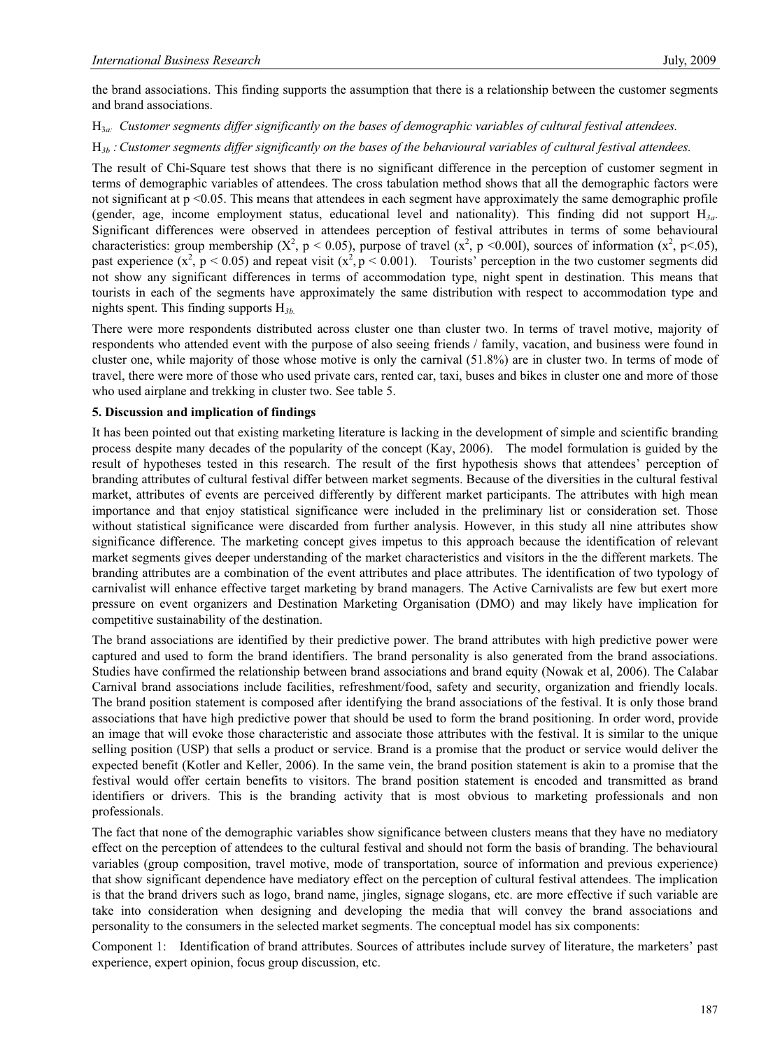the brand associations. This finding supports the assumption that there is a relationship between the customer segments and brand associations.

$H_{3a}$: *Customer segments differ significantly on the bases of demographic variables of cultural festival attendees.*

$H_{3b}$ *: Customer segments differ significantly on the bases of the behavioural variables of cultural festival attendees.*

The result of Chi-Square test shows that there is no significant difference in the perception of customer segment in terms of demographic variables of attendees. The cross tabulation method shows that all the demographic factors were not significant at $p < 0.05$. This means that attendees in each segment have approximately the same demographic profile (gender, age, income employment status, educational level and nationality). This finding did not support $H_{3a}$. Significant differences were observed in attendees perception of festival attributes in terms of some behavioural characteristics: group membership ($X^2$, $p < 0.05$), purpose of travel ($x^2$, $p < 0.00I$), sources of information ($x^2$, $p < .05$), past experience ($x^2$, $p < 0.05$) and repeat visit ($x^2$, $p < 0.001$). Tourists' perception in the two customer segments did not show any significant differences in terms of accommodation type, night spent in destination. This means that tourists in each of the segments have approximately the same distribution with respect to accommodation type and nights spent. This finding supports $H_{3b}$.

There were more respondents distributed across cluster one than cluster two. In terms of travel motive, majority of respondents who attended event with the purpose of also seeing friends / family, vacation, and business were found in cluster one, while majority of those whose motive is only the carnival (51.8%) are in cluster two. In terms of mode of travel, there were more of those who used private cars, rented car, taxi, buses and bikes in cluster one and more of those who used airplane and trekking in cluster two. See table 5.

## 5. Discussion and implication of findings

It has been pointed out that existing marketing literature is lacking in the development of simple and scientific branding process despite many decades of the popularity of the concept (Kay, 2006). The model formulation is guided by the result of hypotheses tested in this research. The result of the first hypothesis shows that attendees' perception of branding attributes of cultural festival differ between market segments. Because of the diversities in the cultural festival market, attributes of events are perceived differently by different market participants. The attributes with high mean importance and that enjoy statistical significance were included in the preliminary list or consideration set. Those without statistical significance were discarded from further analysis. However, in this study all nine attributes show significance difference. The marketing concept gives impetus to this approach because the identification of relevant market segments gives deeper understanding of the market characteristics and visitors in the the different markets. The branding attributes are a combination of the event attributes and place attributes. The identification of two typology of carnivalist will enhance effective target marketing by brand managers. The Active Carnivalists are few but exert more pressure on event organizers and Destination Marketing Organisation (DMO) and may likely have implication for competitive sustainability of the destination.

The brand associations are identified by their predictive power. The brand attributes with high predictive power were captured and used to form the brand identifiers. The brand personality is also generated from the brand associations. Studies have confirmed the relationship between brand associations and brand equity (Nowak et al, 2006). The Calabar Carnival brand associations include facilities, refreshment/food, safety and security, organization and friendly locals. The brand position statement is composed after identifying the brand associations of the festival. It is only those brand associations that have high predictive power that should be used to form the brand positioning. In order word, provide an image that will evoke those characteristic and associate those attributes with the festival. It is similar to the unique selling position (USP) that sells a product or service. Brand is a promise that the product or service would deliver the expected benefit (Kotler and Keller, 2006). In the same vein, the brand position statement is akin to a promise that the festival would offer certain benefits to visitors. The brand position statement is encoded and transmitted as brand identifiers or drivers. This is the branding activity that is most obvious to marketing professionals and non professionals.

The fact that none of the demographic variables show significance between clusters means that they have no mediatory effect on the perception of attendees to the cultural festival and should not form the basis of branding. The behavioural variables (group composition, travel motive, mode of transportation, source of information and previous experience) that show significant dependence have mediatory effect on the perception of cultural festival attendees. The implication is that the brand drivers such as logo, brand name, jingles, signage slogans, etc. are more effective if such variable are take into consideration when designing and developing the media that will convey the brand associations and personality to the consumers in the selected market segments. The conceptual model has six components:

Component 1: Identification of brand attributes. Sources of attributes include survey of literature, the marketers' past experience, expert opinion, focus group discussion, etc.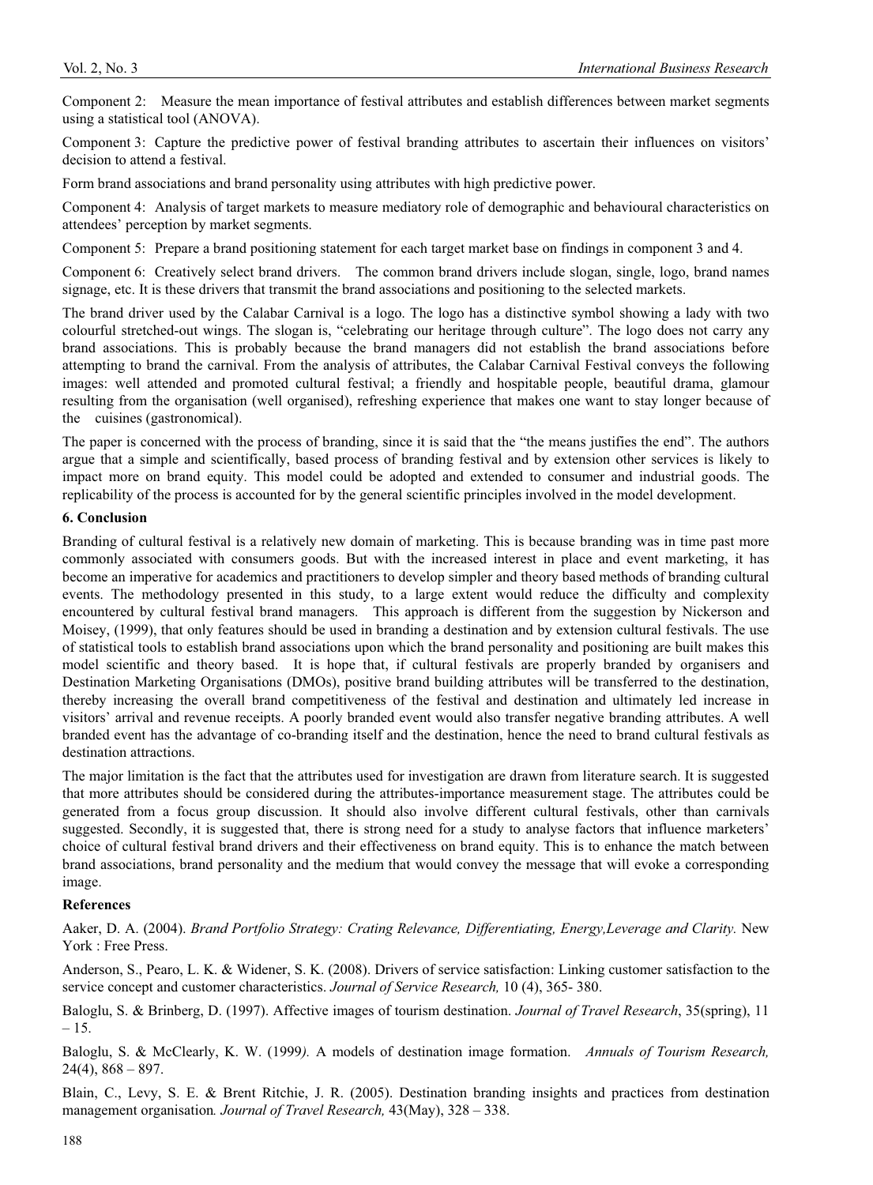Component 2: Measure the mean importance of festival attributes and establish differences between market segments using a statistical tool (ANOVA).

Component 3: Capture the predictive power of festival branding attributes to ascertain their influences on visitors' decision to attend a festival.

Form brand associations and brand personality using attributes with high predictive power.

Component 4: Analysis of target markets to measure mediatory role of demographic and behavioural characteristics on attendees' perception by market segments.

Component 5: Prepare a brand positioning statement for each target market base on findings in component 3 and 4.

Component 6: Creatively select brand drivers. The common brand drivers include slogan, single, logo, brand names signage, etc. It is these drivers that transmit the brand associations and positioning to the selected markets.

The brand driver used by the Calabar Carnival is a logo. The logo has a distinctive symbol showing a lady with two colourful stretched-out wings. The slogan is, "celebrating our heritage through culture". The logo does not carry any brand associations. This is probably because the brand managers did not establish the brand associations before attempting to brand the carnival. From the analysis of attributes, the Calabar Carnival Festival conveys the following images: well attended and promoted cultural festival; a friendly and hospitable people, beautiful drama, glamour resulting from the organisation (well organised), refreshing experience that makes one want to stay longer because of the cuisines (gastronomical).

The paper is concerned with the process of branding, since it is said that the "the means justifies the end". The authors argue that a simple and scientifically, based process of branding festival and by extension other services is likely to impact more on brand equity. This model could be adopted and extended to consumer and industrial goods. The replicability of the process is accounted for by the general scientific principles involved in the model development.

## 6. Conclusion

Branding of cultural festival is a relatively new domain of marketing. This is because branding was in time past more commonly associated with consumers goods. But with the increased interest in place and event marketing, it has become an imperative for academics and practitioners to develop simpler and theory based methods of branding cultural events. The methodology presented in this study, to a large extent would reduce the difficulty and complexity encountered by cultural festival brand managers. This approach is different from the suggestion by Nickerson and Moisey, (1999), that only features should be used in branding a destination and by extension cultural festivals. The use of statistical tools to establish brand associations upon which the brand personality and positioning are built makes this model scientific and theory based. It is hope that, if cultural festivals are properly branded by organisers and Destination Marketing Organisations (DMOs), positive brand building attributes will be transferred to the destination, thereby increasing the overall brand competitiveness of the festival and destination and ultimately led increase in visitors' arrival and revenue receipts. A poorly branded event would also transfer negative branding attributes. A well branded event has the advantage of co-branding itself and the destination, hence the need to brand cultural festivals as destination attractions.

The major limitation is the fact that the attributes used for investigation are drawn from literature search. It is suggested that more attributes should be considered during the attributes-importance measurement stage. The attributes could be generated from a focus group discussion. It should also involve different cultural festivals, other than carnivals suggested. Secondly, it is suggested that, there is strong need for a study to analyse factors that influence marketers' choice of cultural festival brand drivers and their effectiveness on brand equity. This is to enhance the match between brand associations, brand personality and the medium that would convey the message that will evoke a corresponding image.

## References

Aaker, D. A. (2004). *Brand Portfolio Strategy: Crating Relevance, Differentiating, Energy,Leverage and Clarity.* New York : Free Press.

Anderson, S., Pearo, L. K. & Widener, S. K. (2008). Drivers of service satisfaction: Linking customer satisfaction to the service concept and customer characteristics. *Journal of Service Research,* 10 (4), 365- 380.

Baloglu, S. & Brinberg, D. (1997). Affective images of tourism destination. *Journal of Travel Research*, 35(spring), 11 – 15.

Baloglu, S. & McClearly, K. W. (1999*).* A models of destination image formation. *Annuals of Tourism Research,* 24(4), 868 – 897.

Blain, C., Levy, S. E. & Brent Ritchie, J. R. (2005). Destination branding insights and practices from destination management organisation*. Journal of Travel Research,* 43(May), 328 – 338.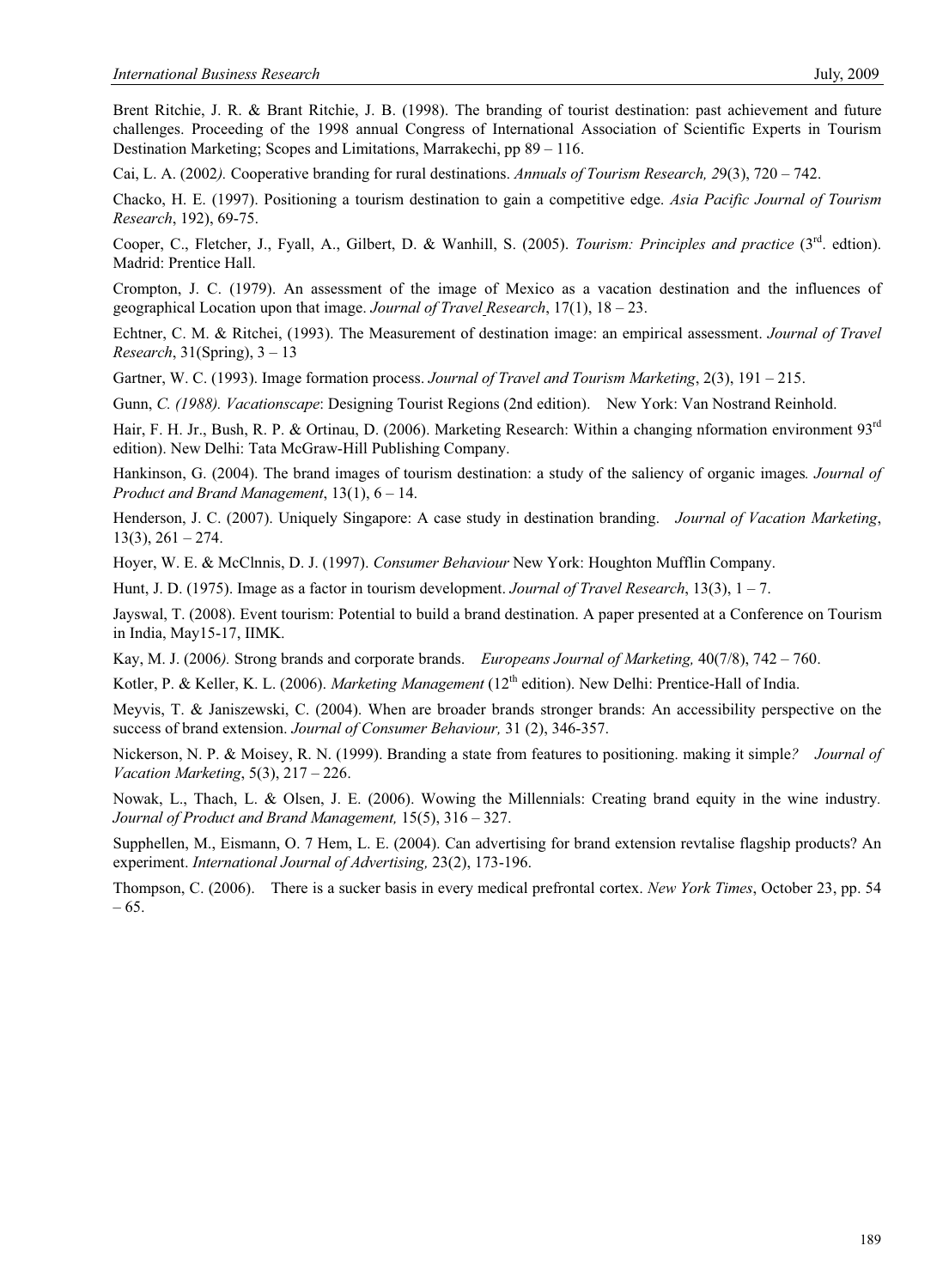Brent Ritchie, J. R. & Brant Ritchie, J. B. (1998). The branding of tourist destination: past achievement and future challenges. Proceeding of the 1998 annual Congress of International Association of Scientific Experts in Tourism Destination Marketing; Scopes and Limitations, Marrakechi, pp 89 – 116.

Cai, L. A. (2002*).* Cooperative branding for rural destinations. *Annuals of Tourism Research, 2*9(3), 720 – 742.

Chacko, H. E. (1997). Positioning a tourism destination to gain a competitive edge. *Asia Pacific Journal of Tourism Research*, 192), 69-75.

Cooper, C., Fletcher, J., Fyall, A., Gilbert, D. & Wanhill, S. (2005). *Tourism: Principles and practice* (3rd. edtion). Madrid: Prentice Hall.

Crompton, J. C. (1979). An assessment of the image of Mexico as a vacation destination and the influences of geographical Location upon that image. *Journal of Travel Research*, 17(1), 18 – 23.

Echtner, C. M. & Ritchei, (1993). The Measurement of destination image: an empirical assessment. *Journal of Travel Research*, 31(Spring), 3 – 13

Gartner, W. C. (1993). Image formation process. *Journal of Travel and Tourism Marketing*, 2(3), 191 – 215.

Gunn, *C. (1988). Vacationscape*: Designing Tourist Regions (2nd edition). New York: Van Nostrand Reinhold.

Hair, F. H. Jr., Bush, R. P. & Ortinau, D. (2006). Marketing Research: Within a changing nformation environment 93rd edition). New Delhi: Tata McGraw-Hill Publishing Company.

Hankinson, G. (2004). The brand images of tourism destination: a study of the saliency of organic images*. Journal of Product and Brand Management*, 13(1), 6 – 14.

Henderson, J. C. (2007). Uniquely Singapore: A case study in destination branding. *Journal of Vacation Marketing*, 13(3), 261 – 274.

Hoyer, W. E. & McClnnis, D. J. (1997). *Consumer Behaviour* New York: Houghton Mufflin Company.

Hunt, J. D. (1975). Image as a factor in tourism development. *Journal of Travel Research*, 13(3), 1 – 7.

Jayswal, T. (2008). Event tourism: Potential to build a brand destination. A paper presented at a Conference on Tourism in India, May15-17, IIMK.

Kay, M. J. (2006*).* Strong brands and corporate brands. *Europeans Journal of Marketing,* 40(7/8), 742 – 760.

Kotler, P. & Keller, K. L. (2006). *Marketing Management* (12th edition). New Delhi: Prentice-Hall of India.

Meyvis, T. & Janiszewski, C. (2004). When are broader brands stronger brands: An accessibility perspective on the success of brand extension. *Journal of Consumer Behaviour,* 31 (2), 346-357.

Nickerson, N. P. & Moisey, R. N. (1999). Branding a state from features to positioning. making it simple*? Journal of Vacation Marketing*, 5(3), 217 – 226.

Nowak, L., Thach, L. & Olsen, J. E. (2006). Wowing the Millennials: Creating brand equity in the wine industry*. Journal of Product and Brand Management,* 15(5), 316 – 327.

Supphellen, M., Eismann, O. 7 Hem, L. E. (2004). Can advertising for brand extension revtalise flagship products? An experiment. *International Journal of Advertising,* 23(2), 173-196.

Thompson, C. (2006). There is a sucker basis in every medical prefrontal cortex. *New York Times*, October 23, pp. 54 – 65.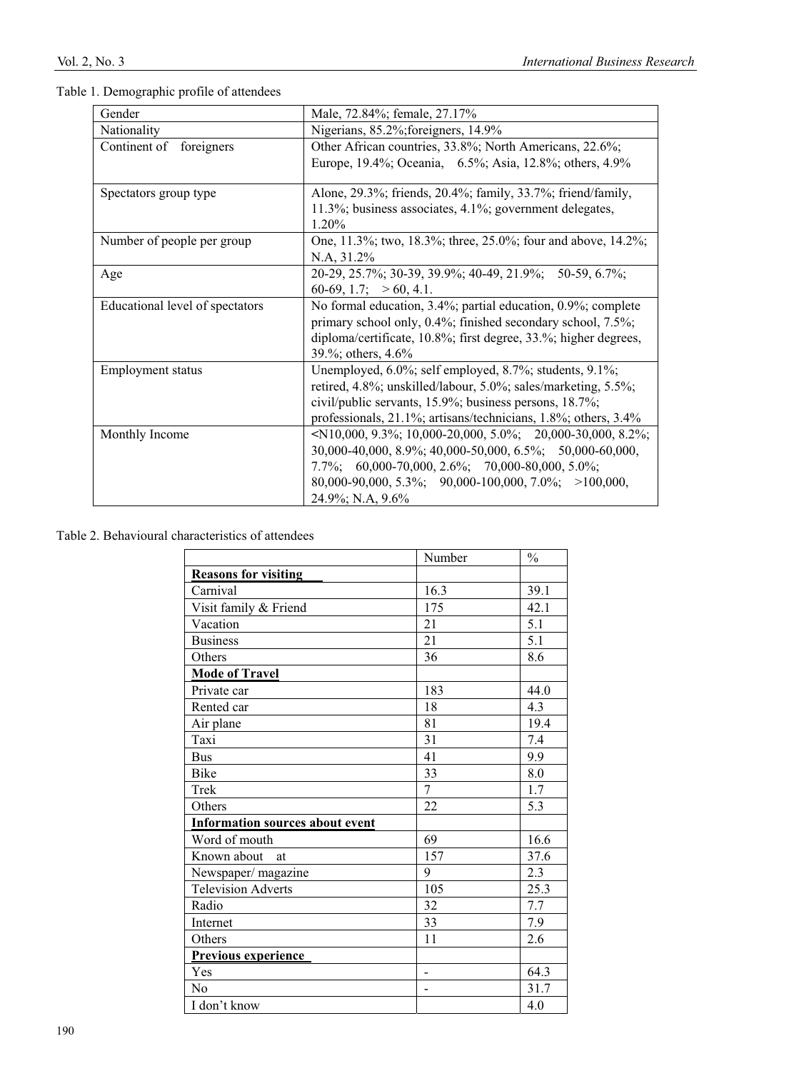Table 1. Demographic profile of attendees

| | |
|---|---|
| Gender | Male, 72.84%; female, 27.17% |
| Nationality | Nigerians, 85.2%;foreigners, 14.9% |
| Continent of foreigners | Other African countries, 33.8%; North Americans, 22.6%; Europe, 19.4%; Oceania, 6.5%; Asia, 12.8%; others, 4.9% |
| Spectators group type | Alone, 29.3%; friends, 20.4%; family, 33.7%; friend/family, 11.3%; business associates, 4.1%; government delegates, 1.20% |
| Number of people per group | One, 11.3%; two, 18.3%; three, 25.0%; four and above, 14.2%; N.A, 31.2% |
| Age | 20-29, 25.7%; 30-39, 39.9%; 40-49, 21.9%; 50-59, 6.7%; 60-69, 1.7; > 60, 4.1. |
| Educational level of spectators | No formal education, 3.4%; partial education, 0.9%; complete primary school only, 0.4%; finished secondary school, 7.5%; diploma/certificate, 10.8%; first degree, 33.%; higher degrees, 39.%; others, 4.6% |
| Employment status | Unemployed, 6.0%; self employed, 8.7%; students, 9.1%; retired, 4.8%; unskilled/labour, 5.0%; sales/marketing, 5.5%; civil/public servants, 15.9%; business persons, 18.7%; professionals, 21.1%; artisans/technicians, 1.8%; others, 3.4% |
| Monthly Income | <N10,000, 9.3%; 10,000-20,000, 5.0%; 20,000-30,000, 8.2%; 30,000-40,000, 8.9%; 40,000-50,000, 6.5%; 50,000-60,000, 7.7%; 60,000-70,000, 2.6%; 70,000-80,000, 5.0%; 80,000-90,000, 5.3%; 90,000-100,000, 7.0%; >100,000, 24.9%; N.A, 9.6% |

Table 2. Behavioural characteristics of attendees

| | Number | % |
|---|---|---|
| **Reasons for visiting** | | |
| Carnival | 16.3 | 39.1 |
| Visit family & Friend | 175 | 42.1 |
| Vacation | 21 | 5.1 |
| Business | 21 | 5.1 |
| Others | 36 | 8.6 |
| **Mode of Travel** | | |
| Private car | 183 | 44.0 |
| Rented car | 18 | 4.3 |
| Air plane | 81 | 19.4 |
| Taxi | 31 | 7.4 |
| Bus | 41 | 9.9 |
| Bike | 33 | 8.0 |
| Trek | 7 | 1.7 |
| Others | 22 | 5.3 |
| **Information sources about event** | | |
| Word of mouth | 69 | 16.6 |
| Known about at | 157 | 37.6 |
| Newspaper/ magazine | 9 | 2.3 |
| Television Adverts | 105 | 25.3 |
| Radio | 32 | 7.7 |
| Internet | 33 | 7.9 |
| Others | 11 | 2.6 |
| **Previous experience** | | |
| Yes | - | 64.3 |
| No | - | 31.7 |
| I don't know | | 4.0 |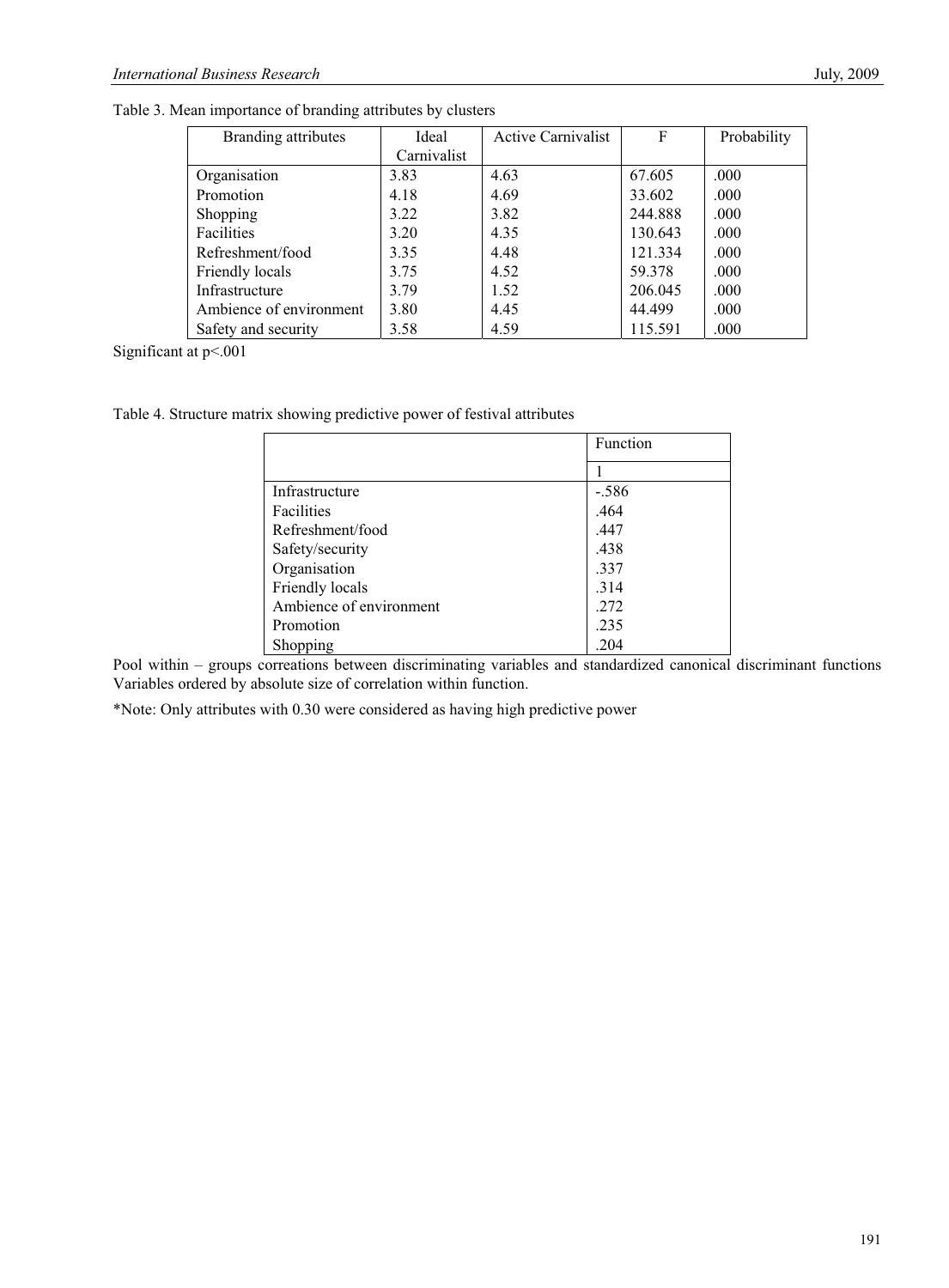Table 3. Mean importance of branding attributes by clusters

| Branding attributes | Ideal Carnivalist | Active Carnivalist | F | Probability |
|---|---|---|---|---|
| Organisation | 3.83 | 4.63 | 67.605 | .000 |
| Promotion | 4.18 | 4.69 | 33.602 | .000 |
| Shopping | 3.22 | 3.82 | 244.888 | .000 |
| Facilities | 3.20 | 4.35 | 130.643 | .000 |
| Refreshment/food | 3.35 | 4.48 | 121.334 | .000 |
| Friendly locals | 3.75 | 4.52 | 59.378 | .000 |
| Infrastructure | 3.79 | 1.52 | 206.045 | .000 |
| Ambience of environment | 3.80 | 4.45 | 44.499 | .000 |
| Safety and security | 3.58 | 4.59 | 115.591 | .000 |

Significant at $p<.001$

Table 4. Structure matrix showing predictive power of festival attributes

| | Function |
|---|---|
| | 1 |
| Infrastructure | -.586 |
| Facilities | .464 |
| Refreshment/food | .447 |
| Safety/security | .438 |
| Organisation | .337 |
| Friendly locals | .314 |
| Ambience of environment | .272 |
| Promotion | .235 |
| Shopping | .204 |

Pool within – groups correations between discriminating variables and standardized canonical discriminant functions Variables ordered by absolute size of correlation within function.

*Note: Only attributes with 0.30 were considered as having high predictive power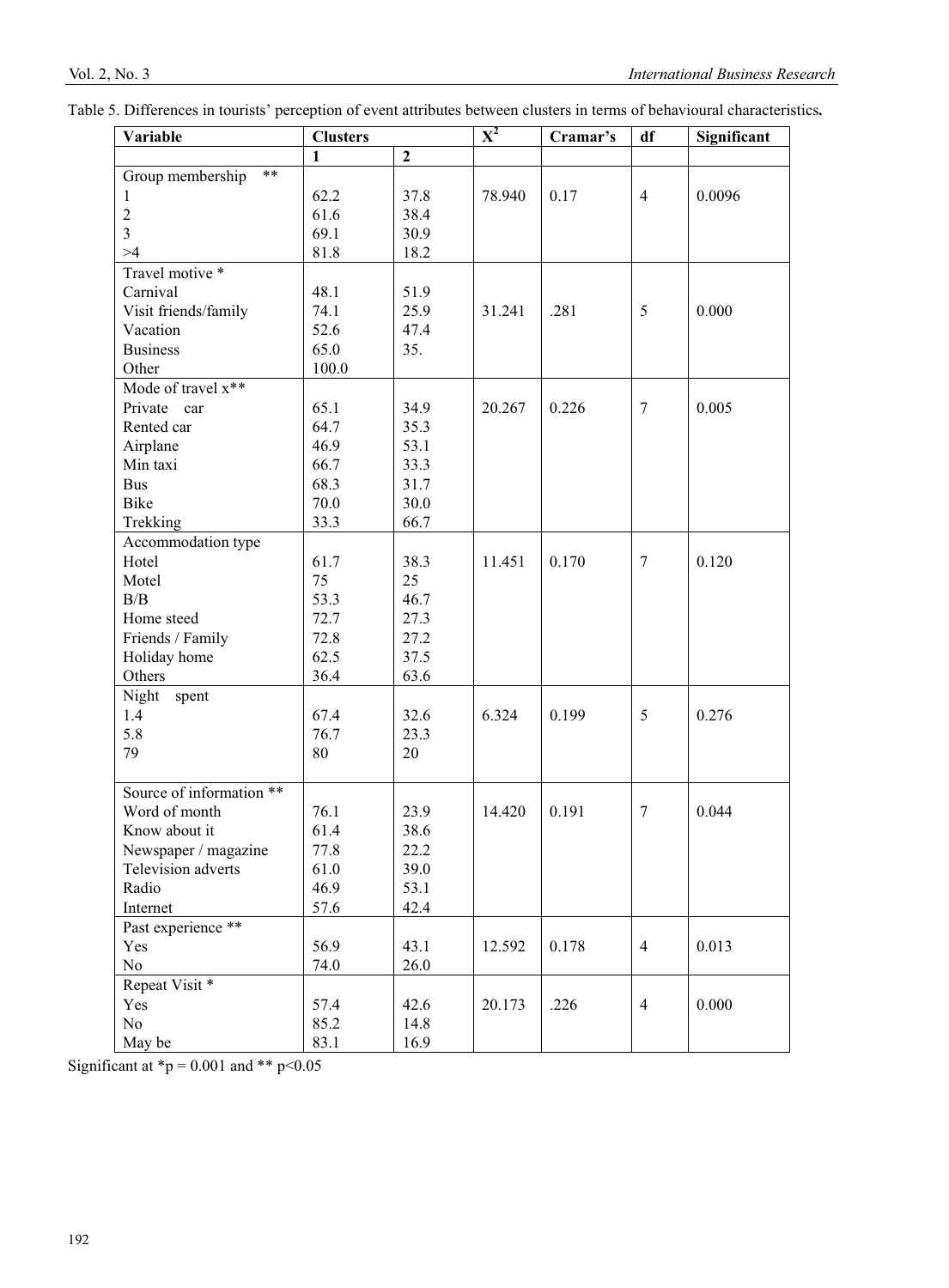Table 5. Differences in tourists' perception of event attributes between clusters in terms of behavioural characteristics**.**

| Variable | Clusters | | $X^2$ | Cramar's | df | Significant |
|---|---|---|---|---|---|---|
| | 1 | 2 | | | | |
| Group membership ** | | | | | | |
| 1 | 62.2 | 37.8 | 78.940 | 0.17 | 4 | 0.0096 |
| 2 | 61.6 | 38.4 | | | | |
| 3 | 69.1 | 30.9 | | | | |
| >4 | 81.8 | 18.2 | | | | |
| Travel motive * | | | | | | |
| Carnival | 48.1 | 51.9 | | | | |
| Visit friends/family | 74.1 | 25.9 | 31.241 | .281 | 5 | 0.000 |
| Vacation | 52.6 | 47.4 | | | | |
| Business | 65.0 | 35. | | | | |
| Other | 100.0 | | | | | |
| Mode of travel x** | | | | | | |
| Private car | 65.1 | 34.9 | 20.267 | 0.226 | 7 | 0.005 |
| Rented car | 64.7 | 35.3 | | | | |
| Airplane | 46.9 | 53.1 | | | | |
| Min taxi | 66.7 | 33.3 | | | | |
| Bus | 68.3 | 31.7 | | | | |
| Bike | 70.0 | 30.0 | | | | |
| Trekking | 33.3 | 66.7 | | | | |
| Accommodation type | | | | | | |
| Hotel | 61.7 | 38.3 | 11.451 | 0.170 | 7 | 0.120 |
| Motel | 75 | 25 | | | | |
| B/B | 53.3 | 46.7 | | | | |
| Home steed | 72.7 | 27.3 | | | | |
| Friends / Family | 72.8 | 27.2 | | | | |
| Holiday home | 62.5 | 37.5 | | | | |
| Others | 36.4 | 63.6 | | | | |
| Night spent | | | | | | |
| 1.4 | 67.4 | 32.6 | 6.324 | 0.199 | 5 | 0.276 |
| 5.8 | 76.7 | 23.3 | | | | |
| 79 | 80 | 20 | | | | |
| Source of information ** | | | | | | |
| Word of month | 76.1 | 23.9 | 14.420 | 0.191 | 7 | 0.044 |
| Know about it | 61.4 | 38.6 | | | | |
| Newspaper / magazine | 77.8 | 22.2 | | | | |
| Television adverts | 61.0 | 39.0 | | | | |
| Radio | 46.9 | 53.1 | | | | |
| Internet | 57.6 | 42.4 | | | | |
| Past experience ** | | | | | | |
| Yes | 56.9 | 43.1 | 12.592 | 0.178 | 4 | 0.013 |
| No | 74.0 | 26.0 | | | | |
| Repeat Visit * | | | | | | |
| Yes | 57.4 | 42.6 | 20.173 | .226 | 4 | 0.000 |
| No | 85.2 | 14.8 | | | | |
| May be | 83.1 | 16.9 | | | | |

Significant at $^*p = 0.001$ and $^{**}p<0.05$